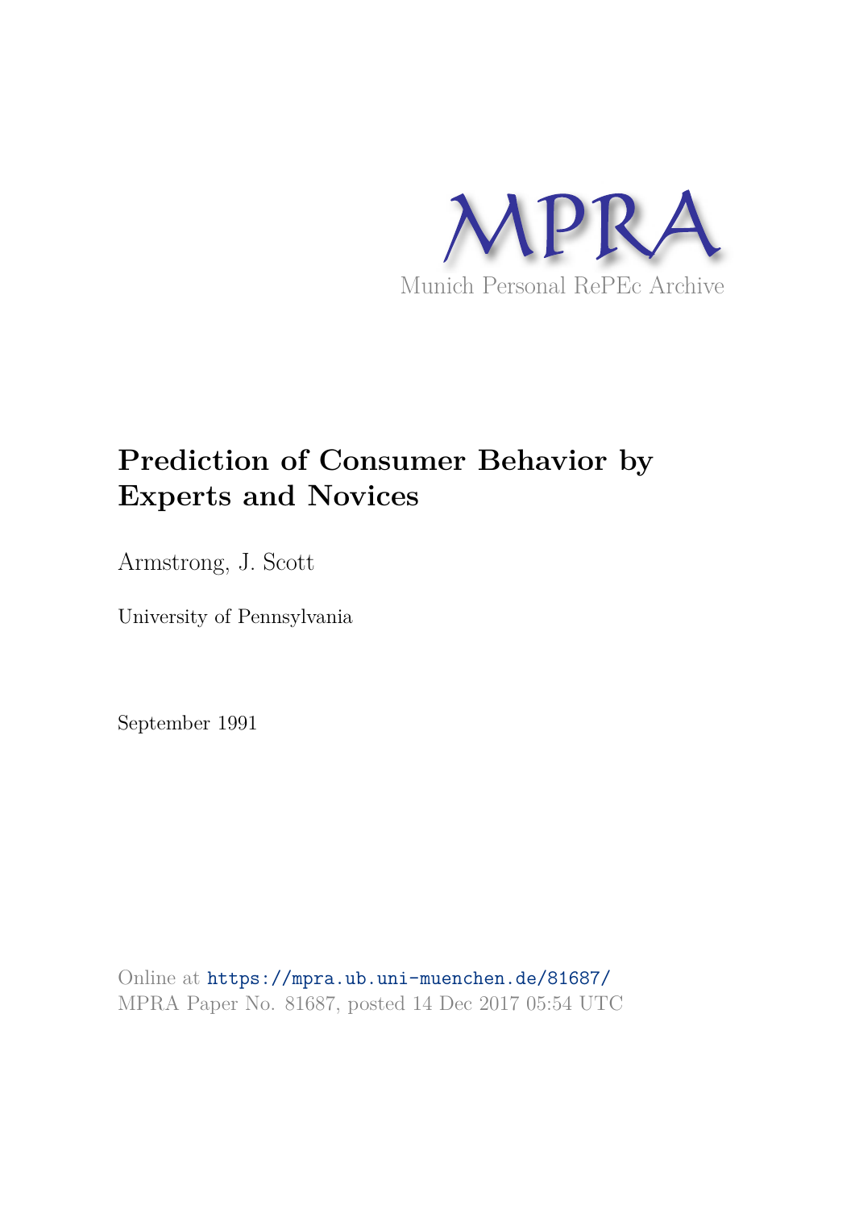MPRA

Munich Personal RePEc Archive

# Prediction of Consumer Behavior by Experts and Novices

Armstrong, J. Scott

University of Pennsylvania

September 1991

Online at https://mpra.ub.uni-muenchen.de/81687/
MPRA Paper No. 81687, posted 14 Dec 2017 05:54 UTC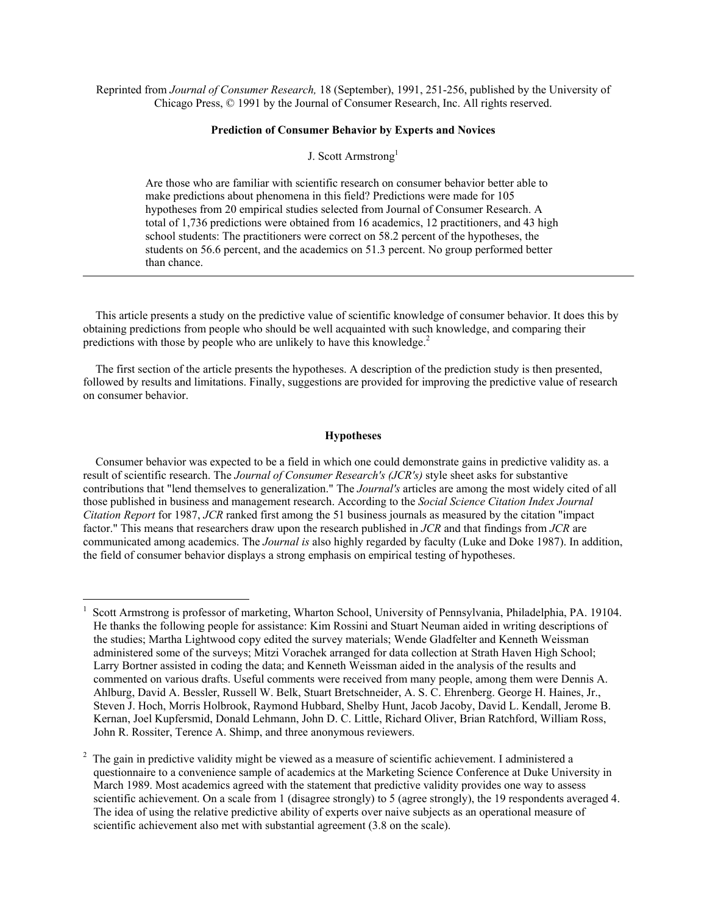Reprinted from *Journal of Consumer Research,* 18 (September), 1991, 251-256, published by the University of Chicago Press, © 1991 by the Journal of Consumer Research, Inc. All rights reserved.

# Prediction of Consumer Behavior by Experts and Novices

J. Scott Armstrong[1]

> Are those who are familiar with scientific research on consumer behavior better able to make predictions about phenomena in this field? Predictions were made for 105 hypotheses from 20 empirical studies selected from Journal of Consumer Research. A total of 1,736 predictions were obtained from 16 academics, 12 practitioners, and 43 high school students: The practitioners were correct on 58.2 percent of the hypotheses, the students on 56.6 percent, and the academics on 51.3 percent. No group performed better than chance.

---

This article presents a study on the predictive value of scientific knowledge of consumer behavior. It does this by obtaining predictions from people who should be well acquainted with such knowledge, and comparing their predictions with those by people who are unlikely to have this knowledge.[2]

The first section of the article presents the hypotheses. A description of the prediction study is then presented, followed by results and limitations. Finally, suggestions are provided for improving the predictive value of research on consumer behavior.

## Hypotheses

Consumer behavior was expected to be a field in which one could demonstrate gains in predictive validity as. a result of scientific research. The *Journal of Consumer Research's (JCR's)* style sheet asks for substantive contributions that "lend themselves to generalization." The *Journal's* articles are among the most widely cited of all those published in business and management research. According to the *Social Science Citation Index Journal Citation Report* for 1987, *JCR* ranked first among the 51 business journals as measured by the citation "impact factor." This means that researchers draw upon the research published in *JCR* and that findings from *JCR* are communicated among academics. The *Journal is* also highly regarded by faculty (Luke and Doke 1987). In addition, the field of consumer behavior displays a strong emphasis on empirical testing of hypotheses.

---

[1] Scott Armstrong is professor of marketing, Wharton School, University of Pennsylvania, Philadelphia, PA. 19104. He thanks the following people for assistance: Kim Rossini and Stuart Neuman aided in writing descriptions of the studies; Martha Lightwood copy edited the survey materials; Wende Gladfelter and Kenneth Weissman administered some of the surveys; Mitzi Vorachek arranged for data collection at Strath Haven High School; Larry Bortner assisted in coding the data; and Kenneth Weissman aided in the analysis of the results and commented on various drafts. Useful comments were received from many people, among them were Dennis A. Ahlburg, David A. Bessler, Russell W. Belk, Stuart Bretschneider, A. S. C. Ehrenberg. George H. Haines, Jr., Steven J. Hoch, Morris Holbrook, Raymond Hubbard, Shelby Hunt, Jacob Jacoby, David L. Kendall, Jerome B. Kernan, Joel Kupfersmid, Donald Lehmann, John D. C. Little, Richard Oliver, Brian Ratchford, William Ross, John R. Rossiter, Terence A. Shimp, and three anonymous reviewers.

[2] The gain in predictive validity might be viewed as a measure of scientific achievement. I administered a questionnaire to a convenience sample of academics at the Marketing Science Conference at Duke University in March 1989. Most academics agreed with the statement that predictive validity provides one way to assess scientific achievement. On a scale from 1 (disagree strongly) to 5 (agree strongly), the 19 respondents averaged 4. The idea of using the relative predictive ability of experts over naive subjects as an operational measure of scientific achievement also met with substantial agreement (3.8 on the scale).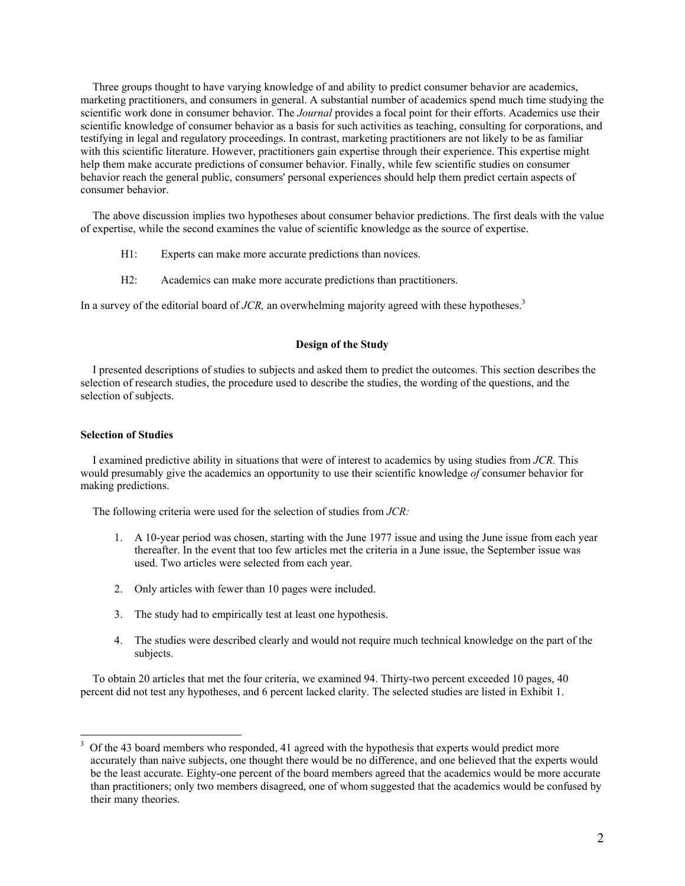Three groups thought to have varying knowledge of and ability to predict consumer behavior are academics, marketing practitioners, and consumers in general. A substantial number of academics spend much time studying the scientific work done in consumer behavior. The *Journal* provides a focal point for their efforts. Academics use their scientific knowledge of consumer behavior as a basis for such activities as teaching, consulting for corporations, and testifying in legal and regulatory proceedings. In contrast, marketing practitioners are not likely to be as familiar with this scientific literature. However, practitioners gain expertise through their experience. This expertise might help them make accurate predictions of consumer behavior. Finally, while few scientific studies on consumer behavior reach the general public, consumers' personal experiences should help them predict certain aspects of consumer behavior.

The above discussion implies two hypotheses about consumer behavior predictions. The first deals with the value of expertise, while the second examines the value of scientific knowledge as the source of expertise.

H1: Experts can make more accurate predictions than novices.

H2: Academics can make more accurate predictions than practitioners.

In a survey of the editorial board of *JCR,* an overwhelming majority agreed with these hypotheses.[3]

## Design of the Study

I presented descriptions of studies to subjects and asked them to predict the outcomes. This section describes the selection of research studies, the procedure used to describe the studies, the wording of the questions, and the selection of subjects.

### Selection of Studies

I examined predictive ability in situations that were of interest to academics by using studies from *JCR.* This would presumably give the academics an opportunity to use their scientific knowledge *of* consumer behavior for making predictions.

The following criteria were used for the selection of studies from *JCR:*

1. A 10-year period was chosen, starting with the June 1977 issue and using the June issue from each year thereafter. In the event that too few articles met the criteria in a June issue, the September issue was used. Two articles were selected from each year.
2. Only articles with fewer than 10 pages were included.
3. The study had to empirically test at least one hypothesis.
4. The studies were described clearly and would not require much technical knowledge on the part of the subjects.

To obtain 20 articles that met the four criteria, we examined 94. Thirty-two percent exceeded 10 pages, 40 percent did not test any hypotheses, and 6 percent lacked clarity. The selected studies are listed in Exhibit 1.

---

[3] Of the 43 board members who responded, 41 agreed with the hypothesis that experts would predict more accurately than naive subjects, one thought there would be no difference, and one believed that the experts would be the least accurate. Eighty-one percent of the board members agreed that the academics would be more accurate than practitioners; only two members disagreed, one of whom suggested that the academics would be confused by their many theories.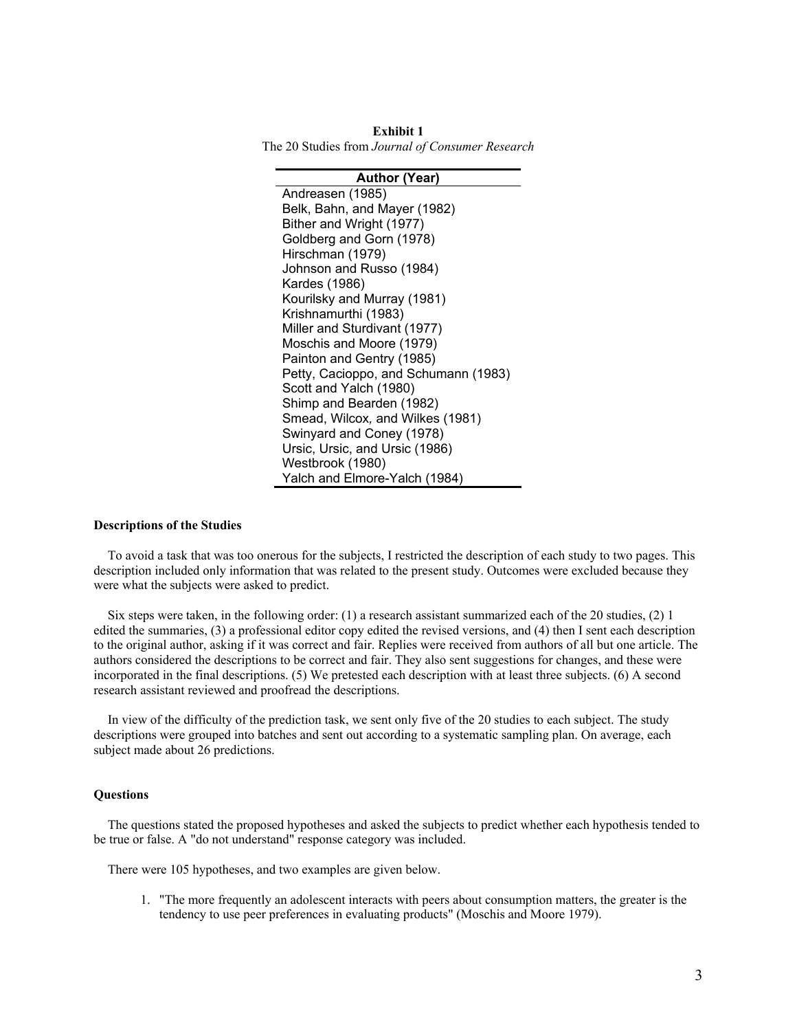**Exhibit 1**
The 20 Studies from *Journal of Consumer Research*

| Author (Year) |
| --- |
| Andreasen (1985) |
| Belk, Bahn, and Mayer (1982) |
| Bither and Wright (1977) |
| Goldberg and Gorn (1978) |
| Hirschman (1979) |
| Johnson and Russo (1984) |
| Kardes (1986) |
| Kourilsky and Murray (1981) |
| Krishnamurthi (1983) |
| Miller and Sturdivant (1977) |
| Moschis and Moore (1979) |
| Painton and Gentry (1985) |
| Petty, Cacioppo, and Schumann (1983) |
| Scott and Yalch (1980) |
| Shimp and Bearden (1982) |
| Smead, Wilcox, and Wilkes (1981) |
| Swinyard and Coney (1978) |
| Ursic, Ursic, and Ursic (1986) |
| Westbrook (1980) |
| Yalch and Elmore-Yalch (1984) |

### Descriptions of the Studies

To avoid a task that was too onerous for the subjects, I restricted the description of each study to two pages. This description included only information that was related to the present study. Outcomes were excluded because they were what the subjects were asked to predict.

Six steps were taken, in the following order: (1) a research assistant summarized each of the 20 studies, (2) 1 edited the summaries, (3) a professional editor copy edited the revised versions, and (4) then I sent each description to the original author, asking if it was correct and fair. Replies were received from authors of all but one article. The authors considered the descriptions to be correct and fair. They also sent suggestions for changes, and these were incorporated in the final descriptions. (5) We pretested each description with at least three subjects. (6) A second research assistant reviewed and proofread the descriptions.

In view of the difficulty of the prediction task, we sent only five of the 20 studies to each subject. The study descriptions were grouped into batches and sent out according to a systematic sampling plan. On average, each subject made about 26 predictions.

### Questions

The questions stated the proposed hypotheses and asked the subjects to predict whether each hypothesis tended to be true or false. A "do not understand" response category was included.

There were 105 hypotheses, and two examples are given below.

1. "The more frequently an adolescent interacts with peers about consumption matters, the greater is the tendency to use peer preferences in evaluating products" (Moschis and Moore 1979).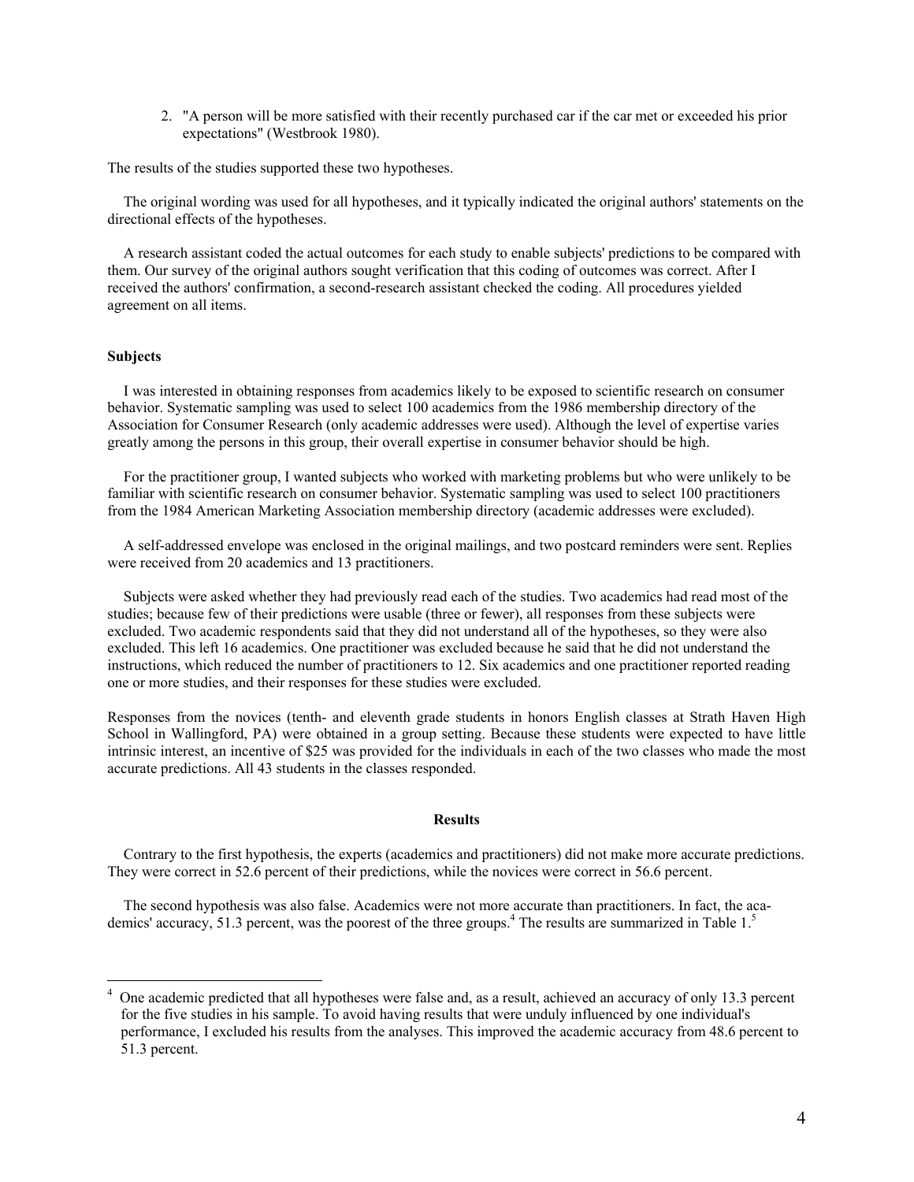2. "A person will be more satisfied with their recently purchased car if the car met or exceeded his prior expectations" (Westbrook 1980).

The results of the studies supported these two hypotheses.

The original wording was used for all hypotheses, and it typically indicated the original authors' statements on the directional effects of the hypotheses.

A research assistant coded the actual outcomes for each study to enable subjects' predictions to be compared with them. Our survey of the original authors sought verification that this coding of outcomes was correct. After I received the authors' confirmation, a second-research assistant checked the coding. All procedures yielded agreement on all items.

### Subjects

I was interested in obtaining responses from academics likely to be exposed to scientific research on consumer behavior. Systematic sampling was used to select 100 academics from the 1986 membership directory of the Association for Consumer Research (only academic addresses were used). Although the level of expertise varies greatly among the persons in this group, their overall expertise in consumer behavior should be high.

For the practitioner group, I wanted subjects who worked with marketing problems but who were unlikely to be familiar with scientific research on consumer behavior. Systematic sampling was used to select 100 practitioners from the 1984 American Marketing Association membership directory (academic addresses were excluded).

A self-addressed envelope was enclosed in the original mailings, and two postcard reminders were sent. Replies were received from 20 academics and 13 practitioners.

Subjects were asked whether they had previously read each of the studies. Two academics had read most of the studies; because few of their predictions were usable (three or fewer), all responses from these subjects were excluded. Two academic respondents said that they did not understand all of the hypotheses, so they were also excluded. This left 16 academics. One practitioner was excluded because he said that he did not understand the instructions, which reduced the number of practitioners to 12. Six academics and one practitioner reported reading one or more studies, and their responses for these studies were excluded.

Responses from the novices (tenth- and eleventh grade students in honors English classes at Strath Haven High School in Wallingford, PA) were obtained in a group setting. Because these students were expected to have little intrinsic interest, an incentive of $25 was provided for the individuals in each of the two classes who made the most accurate predictions. All 43 students in the classes responded.

## Results

Contrary to the first hypothesis, the experts (academics and practitioners) did not make more accurate predictions. They were correct in 52.6 percent of their predictions, while the novices were correct in 56.6 percent.

The second hypothesis was also false. Academics were not more accurate than practitioners. In fact, the academics' accuracy, 51.3 percent, was the poorest of the three groups.[4] The results are summarized in Table 1.[5]

[4] One academic predicted that all hypotheses were false and, as a result, achieved an accuracy of only 13.3 percent for the five studies in his sample. To avoid having results that were unduly influenced by one individual's performance, I excluded his results from the analyses. This improved the academic accuracy from 48.6 percent to 51.3 percent.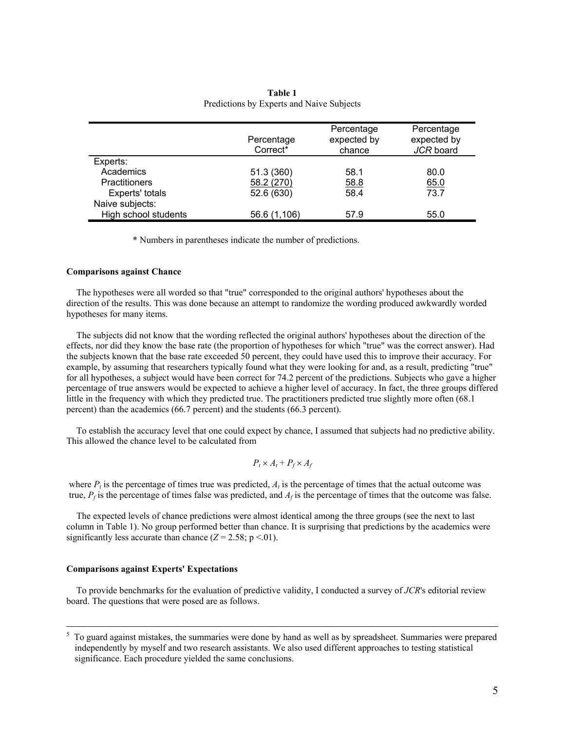**Table 1**
Predictions by Experts and Naive Subjects

| | Percentage Correct* | Percentage expected by chance | Percentage expected by *JCR* board |
|---|---|---|---|
| Experts: | | | |
| Academics | 51.3 (360) | 58.1 | 80.0 |
| Practitioners | 58.2 (270) | 58.8 | 65.0 |
| Experts' totals | 52.6 (630) | 58.4 | 73.7 |
| Naive subjects: | | | |
| High school students | 56.6 (1,106) | 57.9 | 55.0 |

\* Numbers in parentheses indicate the number of predictions.

#### Comparisons against Chance

The hypotheses were all worded so that "true" corresponded to the original authors' hypotheses about the direction of the results. This was done because an attempt to randomize the wording produced awkwardly worded hypotheses for many items.

The subjects did not know that the wording reflected the original authors' hypotheses about the direction of the effects, nor did they know the base rate (the proportion of hypotheses for which "true" was the correct answer). Had the subjects known that the base rate exceeded 50 percent, they could have used this to improve their accuracy. For example, by assuming that researchers typically found what they were looking for and, as a result, predicting "true" for all hypotheses, a subject would have been correct for 74.2 percent of the predictions. Subjects who gave a higher percentage of true answers would be expected to achieve a higher level of accuracy. In fact, the three groups differed little in the frequency with which they predicted true. The practitioners predicted true slightly more often (68.1 percent) than the academics (66.7 percent) and the students (66.3 percent).

To establish the accuracy level that one could expect by chance, I assumed that subjects had no predictive ability. This allowed the chance level to be calculated from

$$P_t \times A_t + P_f \times A_f$$

where $P_t$ is the percentage of times true was predicted, $A_t$ is the percentage of times that the actual outcome was true, $P_f$ is the percentage of times false was predicted, and $A_f$ is the percentage of times that the outcome was false.

The expected levels of chance predictions were almost identical among the three groups (see the next to last column in Table 1). No group performed better than chance. It is surprising that predictions by the academics were significantly less accurate than chance ($Z = 2.58$; $p < .01$).

#### Comparisons against Experts' Expectations

To provide benchmarks for the evaluation of predictive validity, I conducted a survey of *JCR*'s editorial review board. The questions that were posed are as follows.

[5] To guard against mistakes, the summaries were done by hand as well as by spreadsheet. Summaries were prepared independently by myself and two research assistants. We also used different approaches to testing statistical significance. Each procedure yielded the same conclusions.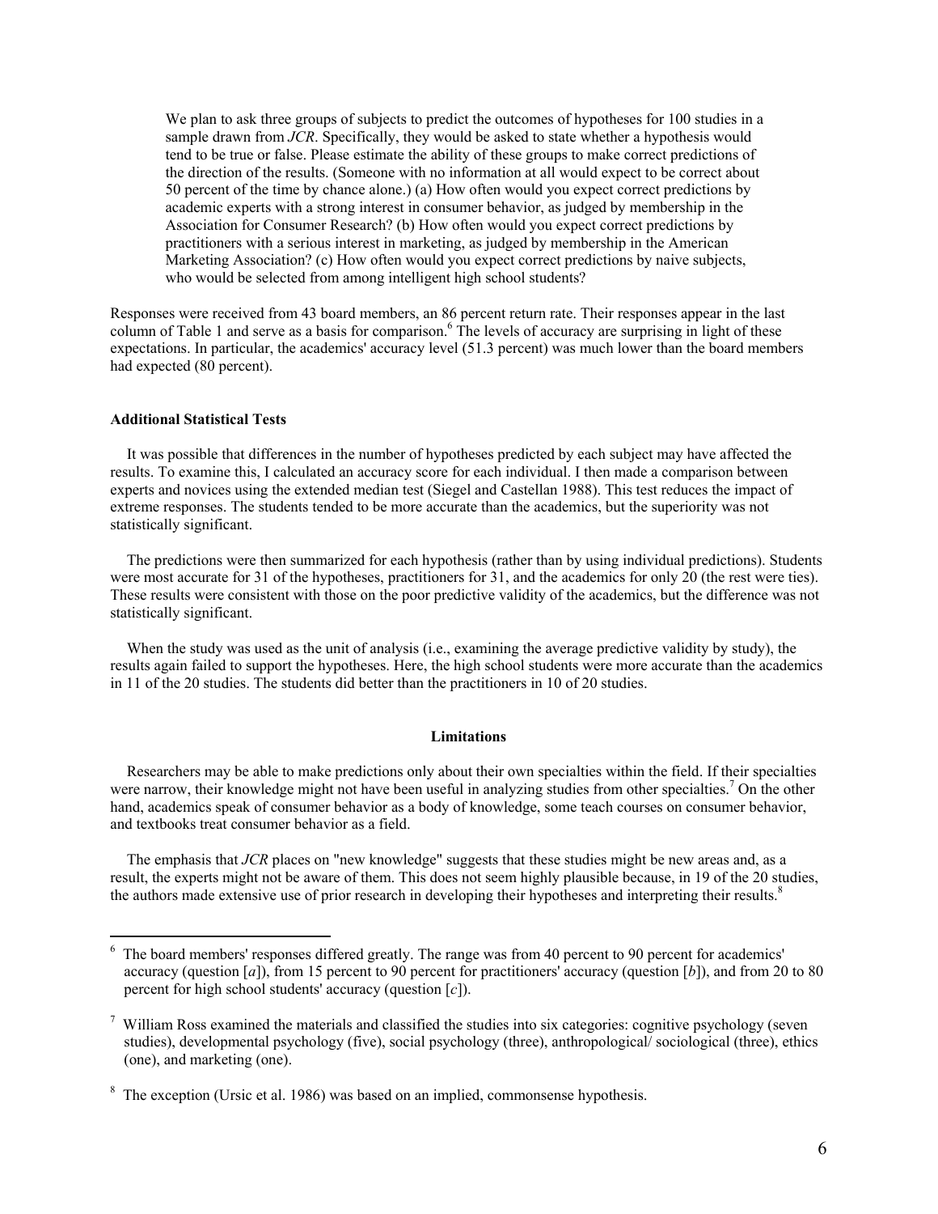> We plan to ask three groups of subjects to predict the outcomes of hypotheses for 100 studies in a sample drawn from *JCR*. Specifically, they would be asked to state whether a hypothesis would tend to be true or false. Please estimate the ability of these groups to make correct predictions of the direction of the results. (Someone with no information at all would expect to be correct about 50 percent of the time by chance alone.) (a) How often would you expect correct predictions by academic experts with a strong interest in consumer behavior, as judged by membership in the Association for Consumer Research? (b) How often would you expect correct predictions by practitioners with a serious interest in marketing, as judged by membership in the American Marketing Association? (c) How often would you expect correct predictions by naive subjects, who would be selected from among intelligent high school students?

Responses were received from 43 board members, an 86 percent return rate. Their responses appear in the last column of Table 1 and serve as a basis for comparison.[6] The levels of accuracy are surprising in light of these expectations. In particular, the academics' accuracy level (51.3 percent) was much lower than the board members had expected (80 percent).

**Additional Statistical Tests**

It was possible that differences in the number of hypotheses predicted by each subject may have affected the results. To examine this, I calculated an accuracy score for each individual. I then made a comparison between experts and novices using the extended median test (Siegel and Castellan 1988). This test reduces the impact of extreme responses. The students tended to be more accurate than the academics, but the superiority was not statistically significant.

The predictions were then summarized for each hypothesis (rather than by using individual predictions). Students were most accurate for 31 of the hypotheses, practitioners for 31, and the academics for only 20 (the rest were ties). These results were consistent with those on the poor predictive validity of the academics, but the difference was not statistically significant.

When the study was used as the unit of analysis (i.e., examining the average predictive validity by study), the results again failed to support the hypotheses. Here, the high school students were more accurate than the academics in 11 of the 20 studies. The students did better than the practitioners in 10 of 20 studies.

**Limitations**

Researchers may be able to make predictions only about their own specialties within the field. If their specialties were narrow, their knowledge might not have been useful in analyzing studies from other specialties.[7] On the other hand, academics speak of consumer behavior as a body of knowledge, some teach courses on consumer behavior, and textbooks treat consumer behavior as a field.

The emphasis that *JCR* places on "new knowledge" suggests that these studies might be new areas and, as a result, the experts might not be aware of them. This does not seem highly plausible because, in 19 of the 20 studies, the authors made extensive use of prior research in developing their hypotheses and interpreting their results.[8]

---

[6] The board members' responses differed greatly. The range was from 40 percent to 90 percent for academics' accuracy (question [*a*]), from 15 percent to 90 percent for practitioners' accuracy (question [*b*]), and from 20 to 80 percent for high school students' accuracy (question [*c*]).

[7] William Ross examined the materials and classified the studies into six categories: cognitive psychology (seven studies), developmental psychology (five), social psychology (three), anthropological/ sociological (three), ethics (one), and marketing (one).

[8] The exception (Ursic et al. 1986) was based on an implied, commonsense hypothesis.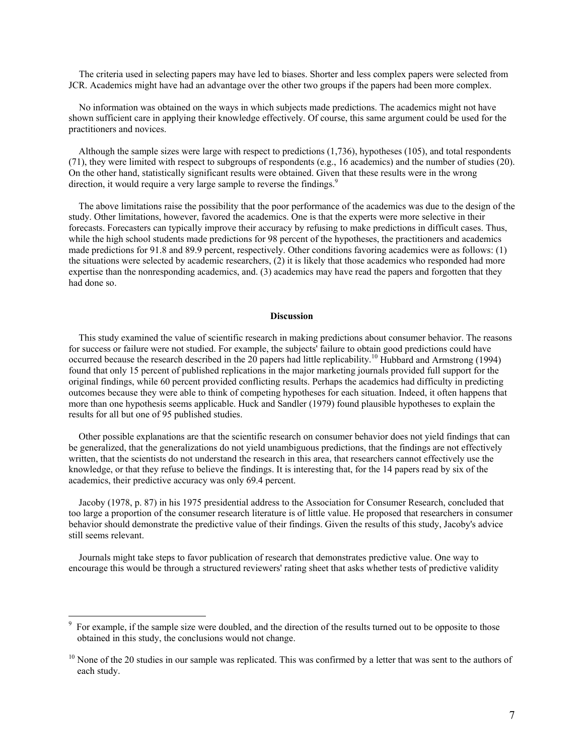The criteria used in selecting papers may have led to biases. Shorter and less complex papers were selected from JCR. Academics might have had an advantage over the other two groups if the papers had been more complex.

No information was obtained on the ways in which subjects made predictions. The academics might not have shown sufficient care in applying their knowledge effectively. Of course, this same argument could be used for the practitioners and novices.

Although the sample sizes were large with respect to predictions (1,736), hypotheses (105), and total respondents (71), they were limited with respect to subgroups of respondents (e.g., 16 academics) and the number of studies (20). On the other hand, statistically significant results were obtained. Given that these results were in the wrong direction, it would require a very large sample to reverse the findings.[9]

The above limitations raise the possibility that the poor performance of the academics was due to the design of the study. Other limitations, however, favored the academics. One is that the experts were more selective in their forecasts. Forecasters can typically improve their accuracy by refusing to make predictions in difficult cases. Thus, while the high school students made predictions for 98 percent of the hypotheses, the practitioners and academics made predictions for 91.8 and 89.9 percent, respectively. Other conditions favoring academics were as follows: (1) the situations were selected by academic researchers, (2) it is likely that those academics who responded had more expertise than the nonresponding academics, and. (3) academics may have read the papers and forgotten that they had done so.

## Discussion

This study examined the value of scientific research in making predictions about consumer behavior. The reasons for success or failure were not studied. For example, the subjects' failure to obtain good predictions could have occurred because the research described in the 20 papers had little replicability.[10] Hubbard and Armstrong (1994) found that only 15 percent of published replications in the major marketing journals provided full support for the original findings, while 60 percent provided conflicting results. Perhaps the academics had difficulty in predicting outcomes because they were able to think of competing hypotheses for each situation. Indeed, it often happens that more than one hypothesis seems applicable. Huck and Sandler (1979) found plausible hypotheses to explain the results for all but one of 95 published studies.

Other possible explanations are that the scientific research on consumer behavior does not yield findings that can be generalized, that the generalizations do not yield unambiguous predictions, that the findings are not effectively written, that the scientists do not understand the research in this area, that researchers cannot effectively use the knowledge, or that they refuse to believe the findings. It is interesting that, for the 14 papers read by six of the academics, their predictive accuracy was only 69.4 percent.

Jacoby (1978, p. 87) in his 1975 presidential address to the Association for Consumer Research, concluded that too large a proportion of the consumer research literature is of little value. He proposed that researchers in consumer behavior should demonstrate the predictive value of their findings. Given the results of this study, Jacoby's advice still seems relevant.

Journals might take steps to favor publication of research that demonstrates predictive value. One way to encourage this would be through a structured reviewers' rating sheet that asks whether tests of predictive validity

---

[9] For example, if the sample size were doubled, and the direction of the results turned out to be opposite to those obtained in this study, the conclusions would not change.

[10] None of the 20 studies in our sample was replicated. This was confirmed by a letter that was sent to the authors of each study.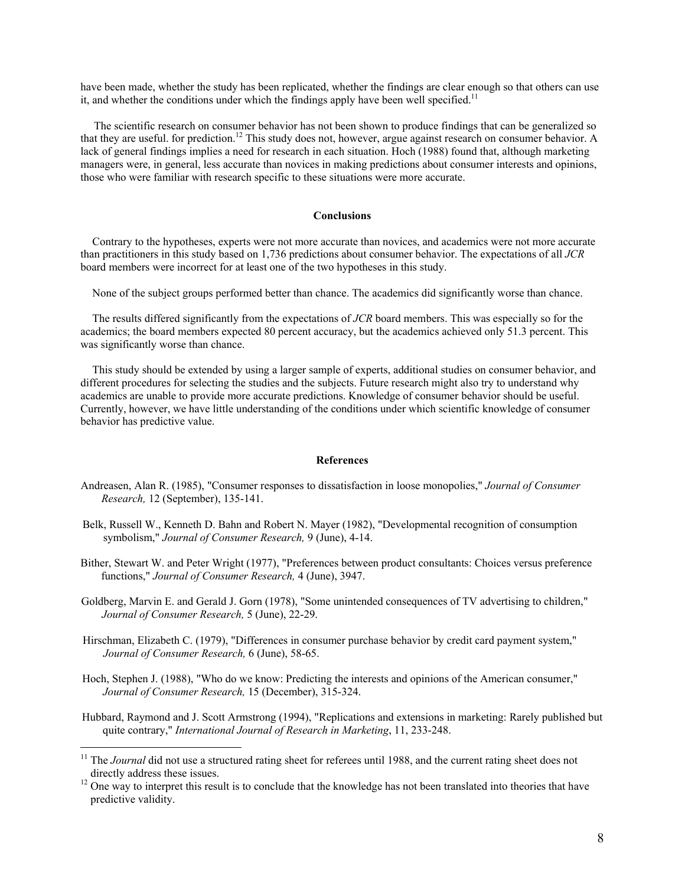have been made, whether the study has been replicated, whether the findings are clear enough so that others can use it, and whether the conditions under which the findings apply have been well specified.[11]

The scientific research on consumer behavior has not been shown to produce findings that can be generalized so that they are useful. for prediction.[12] This study does not, however, argue against research on consumer behavior. A lack of general findings implies a need for research in each situation. Hoch (1988) found that, although marketing managers were, in general, less accurate than novices in making predictions about consumer interests and opinions, those who were familiar with research specific to these situations were more accurate.

## Conclusions

Contrary to the hypotheses, experts were not more accurate than novices, and academics were not more accurate than practitioners in this study based on 1,736 predictions about consumer behavior. The expectations of all *JCR* board members were incorrect for at least one of the two hypotheses in this study.

None of the subject groups performed better than chance. The academics did significantly worse than chance.

The results differed significantly from the expectations of *JCR* board members. This was especially so for the academics; the board members expected 80 percent accuracy, but the academics achieved only 51.3 percent. This was significantly worse than chance.

This study should be extended by using a larger sample of experts, additional studies on consumer behavior, and different procedures for selecting the studies and the subjects. Future research might also try to understand why academics are unable to provide more accurate predictions. Knowledge of consumer behavior should be useful. Currently, however, we have little understanding of the conditions under which scientific knowledge of consumer behavior has predictive value.

## References

Andreasen, Alan R. (1985), "Consumer responses to dissatisfaction in loose monopolies," *Journal of Consumer Research,* 12 (September), 135-141.

Belk, Russell W., Kenneth D. Bahn and Robert N. Mayer (1982), "Developmental recognition of consumption symbolism," *Journal of Consumer Research,* 9 (June), 4-14.

Bither, Stewart W. and Peter Wright (1977), "Preferences between product consultants: Choices versus preference functions," *Journal of Consumer Research,* 4 (June), 3947.

Goldberg, Marvin E. and Gerald J. Gorn (1978), "Some unintended consequences of TV advertising to children," *Journal of Consumer Research,* 5 (June), 22-29.

Hirschman, Elizabeth C. (1979), "Differences in consumer purchase behavior by credit card payment system," *Journal of Consumer Research,* 6 (June), 58-65.

Hoch, Stephen J. (1988), "Who do we know: Predicting the interests and opinions of the American consumer," *Journal of Consumer Research,* 15 (December), 315-324.

Hubbard, Raymond and J. Scott Armstrong (1994), "Replications and extensions in marketing: Rarely published but quite contrary," *International Journal of Research in Marketing*, 11, 233-248.

---

[11] The *Journal* did not use a structured rating sheet for referees until 1988, and the current rating sheet does not directly address these issues.

[12] One way to interpret this result is to conclude that the knowledge has not been translated into theories that have predictive validity.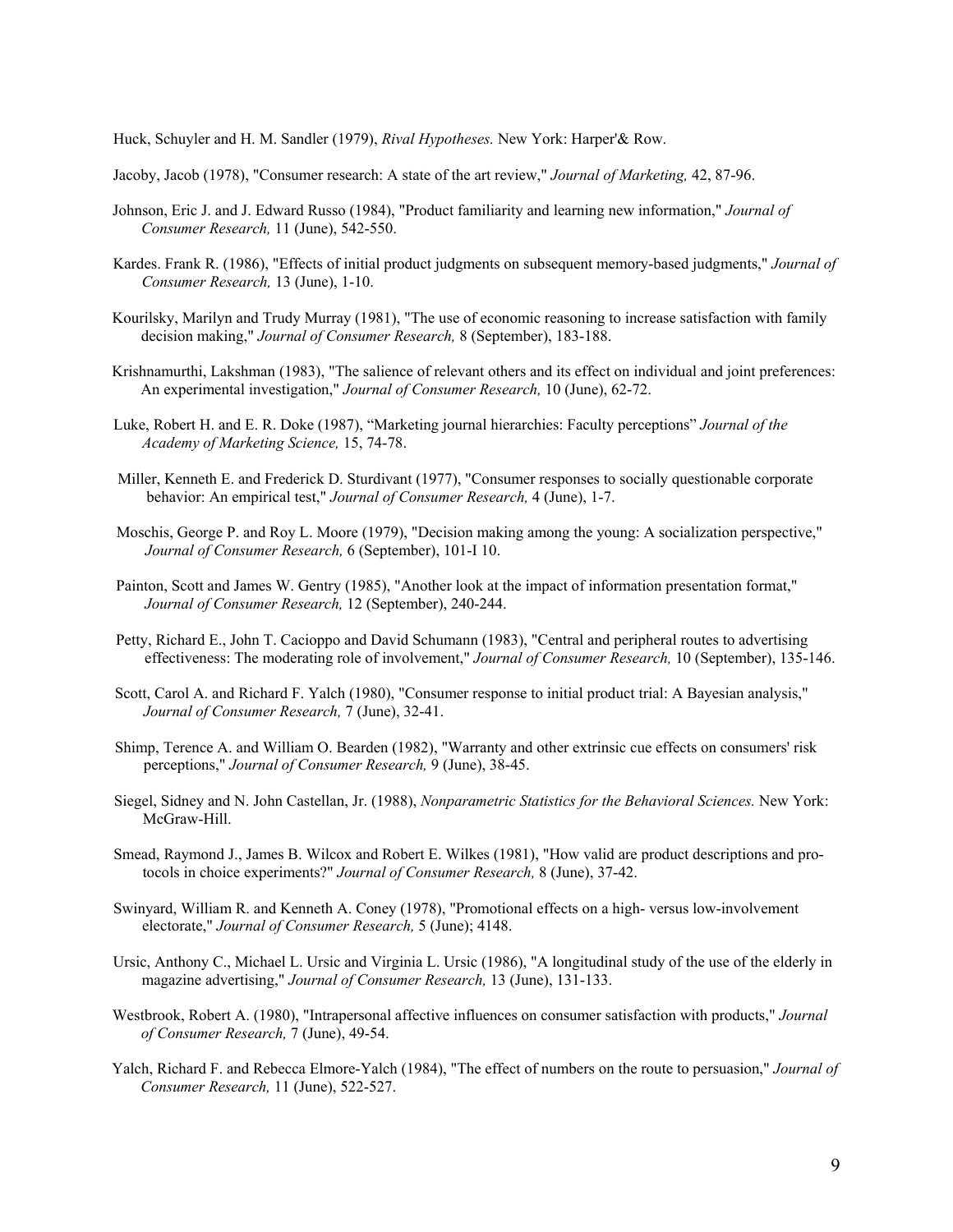Huck, Schuyler and H. M. Sandler (1979), *Rival Hypotheses.* New York: Harper'& Row.

Jacoby, Jacob (1978), "Consumer research: A state of the art review," *Journal of Marketing,* 42, 87-96.

Johnson, Eric J. and J. Edward Russo (1984), "Product familiarity and learning new information," *Journal of Consumer Research,* 11 (June), 542-550.

Kardes. Frank R. (1986), "Effects of initial product judgments on subsequent memory-based judgments," *Journal of Consumer Research,* 13 (June), 1-10.

Kourilsky, Marilyn and Trudy Murray (1981), "The use of economic reasoning to increase satisfaction with family decision making," *Journal of Consumer Research,* 8 (September), 183-188.

Krishnamurthi, Lakshman (1983), "The salience of relevant others and its effect on individual and joint preferences: An experimental investigation," *Journal of Consumer Research,* 10 (June), 62-72.

Luke, Robert H. and E. R. Doke (1987), "Marketing journal hierarchies: Faculty perceptions" *Journal of the Academy of Marketing Science,* 15, 74-78.

Miller, Kenneth E. and Frederick D. Sturdivant (1977), "Consumer responses to socially questionable corporate behavior: An empirical test," *Journal of Consumer Research,* 4 (June), 1-7.

Moschis, George P. and Roy L. Moore (1979), "Decision making among the young: A socialization perspective," *Journal of Consumer Research,* 6 (September), 101-I 10.

Painton, Scott and James W. Gentry (1985), "Another look at the impact of information presentation format," *Journal of Consumer Research,* 12 (September), 240-244.

Petty, Richard E., John T. Cacioppo and David Schumann (1983), "Central and peripheral routes to advertising effectiveness: The moderating role of involvement," *Journal of Consumer Research,* 10 (September), 135-146.

Scott, Carol A. and Richard F. Yalch (1980), "Consumer response to initial product trial: A Bayesian analysis," *Journal of Consumer Research,* 7 (June), 32-41.

Shimp, Terence A. and William O. Bearden (1982), "Warranty and other extrinsic cue effects on consumers' risk perceptions," *Journal of Consumer Research,* 9 (June), 38-45.

Siegel, Sidney and N. John Castellan, Jr. (1988), *Nonparametric Statistics for the Behavioral Sciences.* New York: McGraw-Hill.

Smead, Raymond J., James B. Wilcox and Robert E. Wilkes (1981), "How valid are product descriptions and protocols in choice experiments?" *Journal of Consumer Research,* 8 (June), 37-42.

Swinyard, William R. and Kenneth A. Coney (1978), "Promotional effects on a high- versus low-involvement electorate," *Journal of Consumer Research,* 5 (June); 4148.

Ursic, Anthony C., Michael L. Ursic and Virginia L. Ursic (1986), "A longitudinal study of the use of the elderly in magazine advertising," *Journal of Consumer Research,* 13 (June), 131-133.

Westbrook, Robert A. (1980), "Intrapersonal affective influences on consumer satisfaction with products," *Journal of Consumer Research,* 7 (June), 49-54.

Yalch, Richard F. and Rebecca Elmore-Yalch (1984), "The effect of numbers on the route to persuasion," *Journal of Consumer Research,* 11 (June), 522-527.